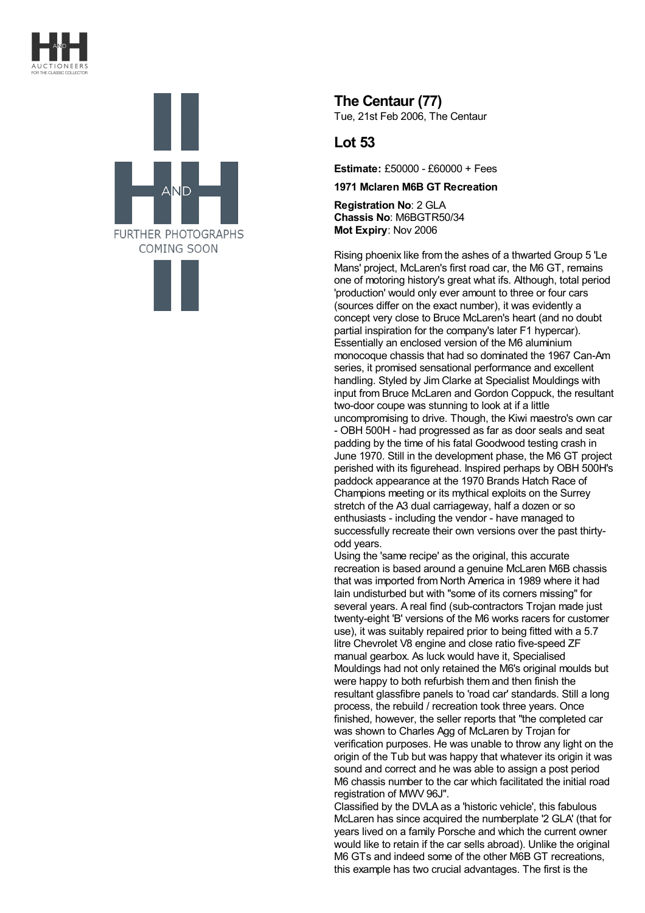## The Centaur (77)

Tue, 21st Feb 2006, The Centaur

## Lot 53

**Estimate:** £50000 - £60000 + Fees

**1971 Mclaren M6B GT Recreation**

**Registration No**: 2 GLA
**Chassis No**: M6BGTR50/34
**Mot Expiry**: Nov 2006

Rising phoenix like from the ashes of a thwarted Group 5 'Le Mans' project, McLaren's first road car, the M6 GT, remains one of motoring history's great what ifs. Although, total period 'production' would only ever amount to three or four cars (sources differ on the exact number), it was evidently a concept very close to Bruce McLaren's heart (and no doubt partial inspiration for the company's later F1 hypercar). Essentially an enclosed version of the M6 aluminium monocoque chassis that had so dominated the 1967 Can-Am series, it promised sensational performance and excellent handling. Styled by Jim Clarke at Specialist Mouldings with input from Bruce McLaren and Gordon Coppuck, the resultant two-door coupe was stunning to look at if a little uncompromising to drive. Though, the Kiwi maestro's own car - OBH 500H - had progressed as far as door seals and seat padding by the time of his fatal Goodwood testing crash in June 1970. Still in the development phase, the M6 GT project perished with its figurehead. Inspired perhaps by OBH 500H's paddock appearance at the 1970 Brands Hatch Race of Champions meeting or its mythical exploits on the Surrey stretch of the A3 dual carriageway, half a dozen or so enthusiasts - including the vendor - have managed to successfully recreate their own versions over the past thirty-odd years.

Using the 'same recipe' as the original, this accurate recreation is based around a genuine McLaren M6B chassis that was imported from North America in 1989 where it had lain undisturbed but with "some of its corners missing" for several years. A real find (sub-contractors Trojan made just twenty-eight 'B' versions of the M6 works racers for customer use), it was suitably repaired prior to being fitted with a 5.7 litre Chevrolet V8 engine and close ratio five-speed ZF manual gearbox. As luck would have it, Specialised Mouldings had not only retained the M6's original moulds but were happy to both refurbish them and then finish the resultant glassfibre panels to 'road car' standards. Still a long process, the rebuild / recreation took three years. Once finished, however, the seller reports that "the completed car was shown to Charles Agg of McLaren by Trojan for verification purposes. He was unable to throw any light on the origin of the Tub but was happy that whatever its origin it was sound and correct and he was able to assign a post period M6 chassis number to the car which facilitated the initial road registration of MWV 96J".

Classified by the DVLA as a 'historic vehicle', this fabulous McLaren has since acquired the numberplate '2 GLA' (that for years lived on a family Porsche and which the current owner would like to retain if the car sells abroad). Unlike the original M6 GTs and indeed some of the other M6B GT recreations, this example has two crucial advantages. The first is the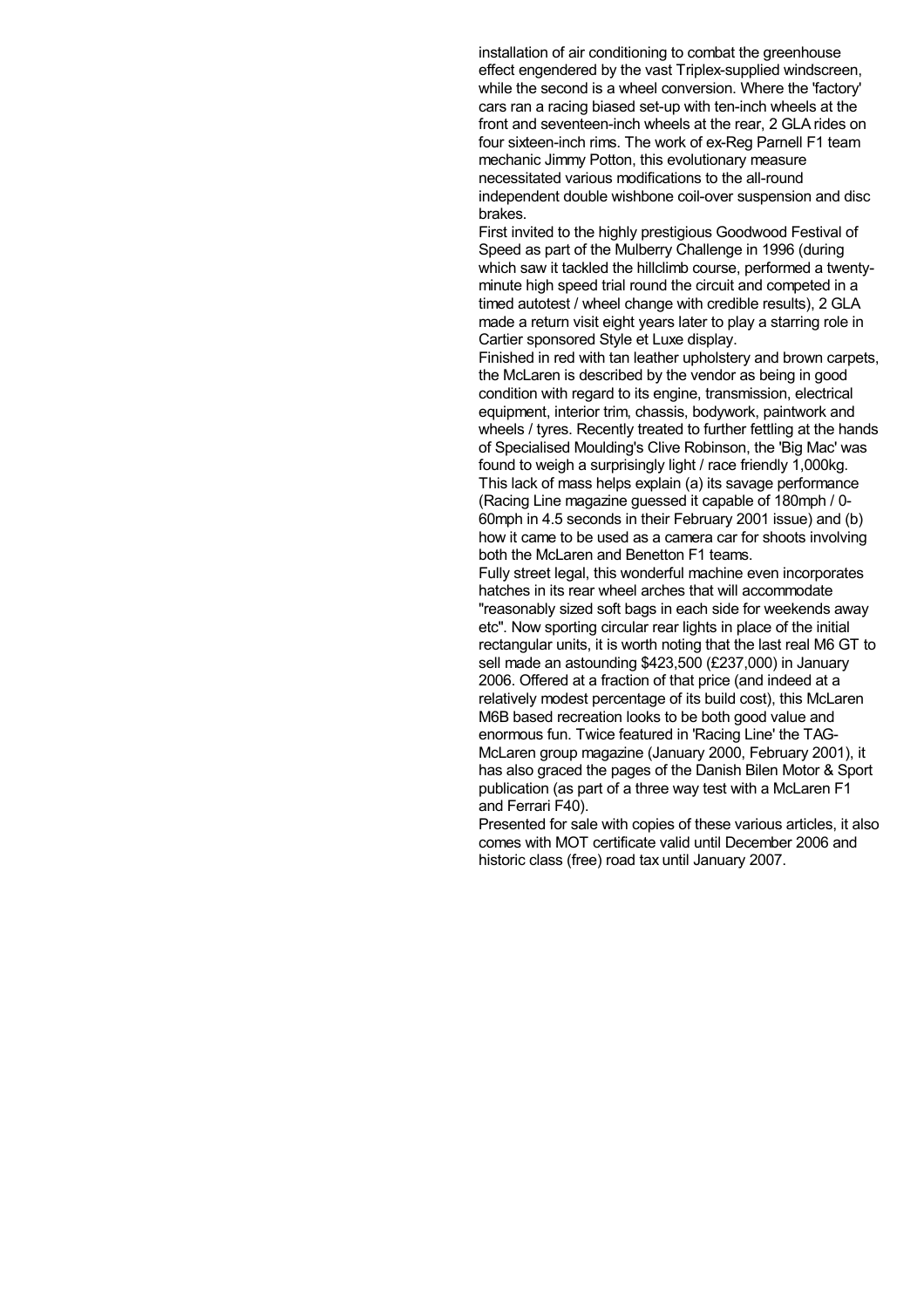installation of air conditioning to combat the greenhouse effect engendered by the vast Triplex-supplied windscreen, while the second is a wheel conversion. Where the 'factory' cars ran a racing biased set-up with ten-inch wheels at the front and seventeen-inch wheels at the rear, 2 GLA rides on four sixteen-inch rims. The work of ex-Reg Parnell F1 team mechanic Jimmy Potton, this evolutionary measure necessitated various modifications to the all-round independent double wishbone coil-over suspension and disc brakes.

First invited to the highly prestigious Goodwood Festival of Speed as part of the Mulberry Challenge in 1996 (during which saw it tackled the hillclimb course, performed a twenty-minute high speed trial round the circuit and competed in a timed autotest / wheel change with credible results), 2 GLA made a return visit eight years later to play a starring role in Cartier sponsored Style et Luxe display.

Finished in red with tan leather upholstery and brown carpets, the McLaren is described by the vendor as being in good condition with regard to its engine, transmission, electrical equipment, interior trim, chassis, bodywork, paintwork and wheels / tyres. Recently treated to further fettling at the hands of Specialised Moulding's Clive Robinson, the 'Big Mac' was found to weigh a surprisingly light / race friendly 1,000kg. This lack of mass helps explain (a) its savage performance (Racing Line magazine guessed it capable of 180mph / 0-60mph in 4.5 seconds in their February 2001 issue) and (b) how it came to be used as a camera car for shoots involving both the McLaren and Benetton F1 teams.

Fully street legal, this wonderful machine even incorporates hatches in its rear wheel arches that will accommodate "reasonably sized soft bags in each side for weekends away etc". Now sporting circular rear lights in place of the initial rectangular units, it is worth noting that the last real M6 GT to sell made an astounding $423,500 (£237,000) in January 2006. Offered at a fraction of that price (and indeed at a relatively modest percentage of its build cost), this McLaren M6B based recreation looks to be both good value and enormous fun. Twice featured in 'Racing Line' the TAG-McLaren group magazine (January 2000, February 2001), it has also graced the pages of the Danish Bilen Motor & Sport publication (as part of a three way test with a McLaren F1 and Ferrari F40).

Presented for sale with copies of these various articles, it also comes with MOT certificate valid until December 2006 and historic class (free) road tax until January 2007.